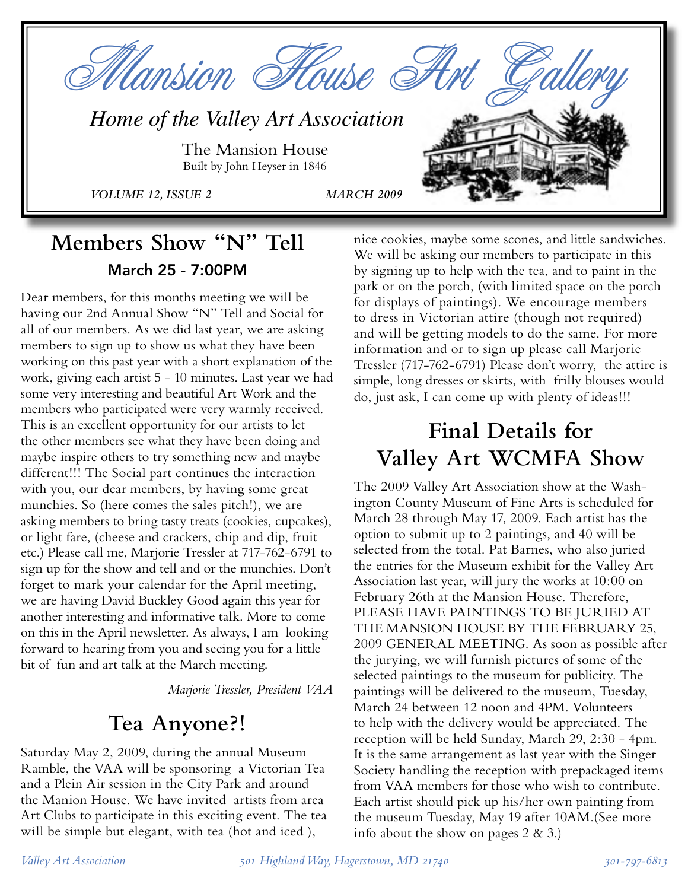# Mansion House Art Gallery

*Home of the Valley Art Association*

The Mansion House
Built by John Heyser in 1846

*VOLUME 12, ISSUE 2* *MARCH 2009*

## Members Show "N" Tell

### March 25 - 7:00PM

Dear members, for this months meeting we will be having our 2nd Annual Show "N" Tell and Social for all of our members. As we did last year, we are asking members to sign up to show us what they have been working on this past year with a short explanation of the work, giving each artist 5 - 10 minutes. Last year we had some very interesting and beautiful Art Work and the members who participated were very warmly received. This is an excellent opportunity for our artists to let the other members see what they have been doing and maybe inspire others to try something new and maybe different!!! The Social part continues the interaction with you, our dear members, by having some great munchies. So (here comes the sales pitch!), we are asking members to bring tasty treats (cookies, cupcakes), or light fare, (cheese and crackers, chip and dip, fruit etc.) Please call me, Marjorie Tressler at 717-762-6791 to sign up for the show and tell and or the munchies. Don't forget to mark your calendar for the April meeting, we are having David Buckley Good again this year for another interesting and informative talk. More to come on this in the April newsletter. As always, I am looking forward to hearing from you and seeing you for a little bit of fun and art talk at the March meeting.

*Marjorie Tressler, President VAA*

## Tea Anyone?!

Saturday May 2, 2009, during the annual Museum Ramble, the VAA will be sponsoring a Victorian Tea and a Plein Air session in the City Park and around the Manion House. We have invited artists from area Art Clubs to participate in this exciting event. The tea will be simple but elegant, with tea (hot and iced ), nice cookies, maybe some scones, and little sandwiches. We will be asking our members to participate in this by signing up to help with the tea, and to paint in the park or on the porch, (with limited space on the porch for displays of paintings). We encourage members to dress in Victorian attire (though not required) and will be getting models to do the same. For more information and or to sign up please call Marjorie Tressler (717-762-6791) Please don't worry, the attire is simple, long dresses or skirts, with frilly blouses would do, just ask, I can come up with plenty of ideas!!!

## Final Details for Valley Art WCMFA Show

The 2009 Valley Art Association show at the Washington County Museum of Fine Arts is scheduled for March 28 through May 17, 2009. Each artist has the option to submit up to 2 paintings, and 40 will be selected from the total. Pat Barnes, who also juried the entries for the Museum exhibit for the Valley Art Association last year, will jury the works at 10:00 on February 26th at the Mansion House. Therefore, PLEASE HAVE PAINTINGS TO BE JURIED AT THE MANSION HOUSE BY THE FEBRUARY 25, 2009 GENERAL MEETING. As soon as possible after the jurying, we will furnish pictures of some of the selected paintings to the museum for publicity. The paintings will be delivered to the museum, Tuesday, March 24 between 12 noon and 4PM. Volunteers to help with the delivery would be appreciated. The reception will be held Sunday, March 29, 2:30 - 4pm. It is the same arrangement as last year with the Singer Society handling the reception with prepackaged items from VAA members for those who wish to contribute. Each artist should pick up his/her own painting from the museum Tuesday, May 19 after 10AM.(See more info about the show on pages 2 & 3.)

*Valley Art Association* *501 Highland Way, Hagerstown, MD 21740* *301-797-6813*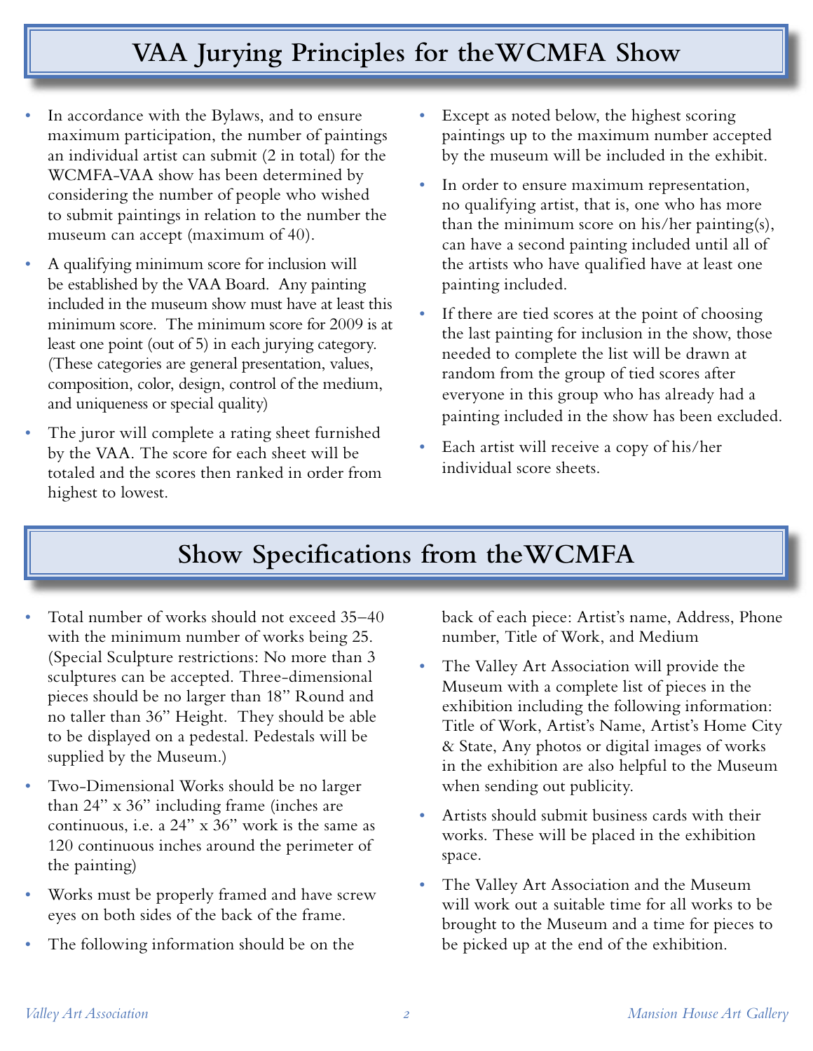## VAA Jurying Principles for the WCMFA Show

- In accordance with the Bylaws, and to ensure maximum participation, the number of paintings an individual artist can submit (2 in total) for the WCMFA-VAA show has been determined by considering the number of people who wished to submit paintings in relation to the number the museum can accept (maximum of 40).
- A qualifying minimum score for inclusion will be established by the VAA Board. Any painting included in the museum show must have at least this minimum score. The minimum score for 2009 is at least one point (out of 5) in each jurying category. (These categories are general presentation, values, composition, color, design, control of the medium, and uniqueness or special quality)
- The juror will complete a rating sheet furnished by the VAA. The score for each sheet will be totaled and the scores then ranked in order from highest to lowest.
- Except as noted below, the highest scoring paintings up to the maximum number accepted by the museum will be included in the exhibit.
- In order to ensure maximum representation, no qualifying artist, that is, one who has more than the minimum score on his/her painting(s), can have a second painting included until all of the artists who have qualified have at least one painting included.
- If there are tied scores at the point of choosing the last painting for inclusion in the show, those needed to complete the list will be drawn at random from the group of tied scores after everyone in this group who has already had a painting included in the show has been excluded.
- Each artist will receive a copy of his/her individual score sheets.

## Show Specifications from the WCMFA

- Total number of works should not exceed 35–40 with the minimum number of works being 25. (Special Sculpture restrictions: No more than 3 sculptures can be accepted. Three-dimensional pieces should be no larger than 18" Round and no taller than 36" Height. They should be able to be displayed on a pedestal. Pedestals will be supplied by the Museum.)
- Two-Dimensional Works should be no larger than 24" x 36" including frame (inches are continuous, i.e. a 24" x 36" work is the same as 120 continuous inches around the perimeter of the painting)
- Works must be properly framed and have screw eyes on both sides of the back of the frame.
- The following information should be on the back of each piece: Artist's name, Address, Phone number, Title of Work, and Medium
- The Valley Art Association will provide the Museum with a complete list of pieces in the exhibition including the following information: Title of Work, Artist's Name, Artist's Home City & State, Any photos or digital images of works in the exhibition are also helpful to the Museum when sending out publicity.
- Artists should submit business cards with their works. These will be placed in the exhibition space.
- The Valley Art Association and the Museum will work out a suitable time for all works to be brought to the Museum and a time for pieces to be picked up at the end of the exhibition.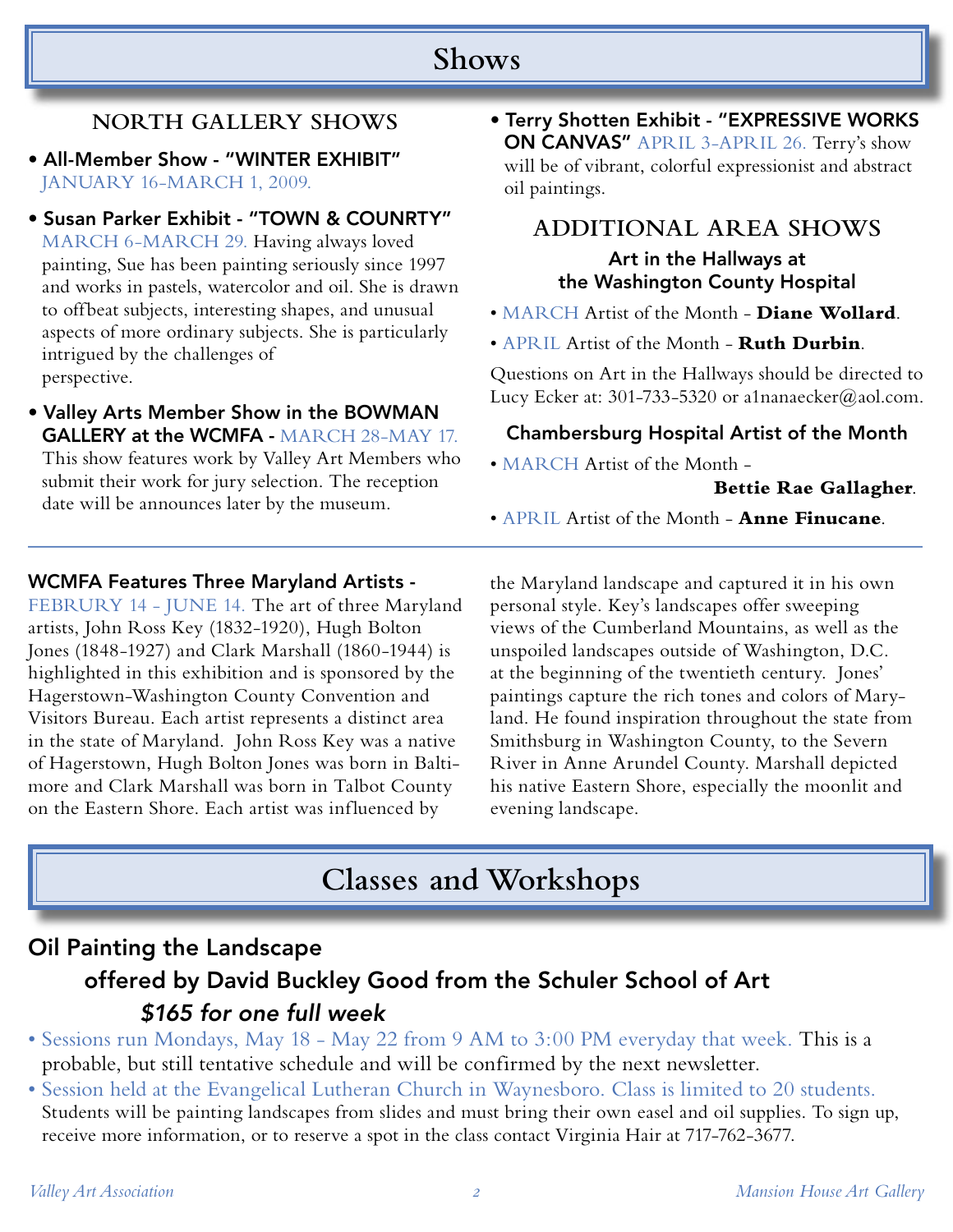# Shows

## NORTH GALLERY SHOWS

- **All-Member Show - "WINTER EXHIBIT"** JANUARY 16-MARCH 1, 2009.
- **Susan Parker Exhibit - "TOWN & COUNRTY"** MARCH 6-MARCH 29. Having always loved painting, Sue has been painting seriously since 1997 and works in pastels, watercolor and oil. She is drawn to offbeat subjects, interesting shapes, and unusual aspects of more ordinary subjects. She is particularly intrigued by the challenges of perspective.
- **Valley Arts Member Show in the BOWMAN GALLERY at the WCMFA -** MARCH 28-MAY 17. This show features work by Valley Art Members who submit their work for jury selection. The reception date will be announces later by the museum.
- **Terry Shotten Exhibit - "EXPRESSIVE WORKS ON CANVAS"** APRIL 3-APRIL 26. Terry's show will be of vibrant, colorful expressionist and abstract oil paintings.

## ADDITIONAL AREA SHOWS

### Art in the Hallways at the Washington County Hospital

- MARCH Artist of the Month - **Diane Wollard**.
- APRIL Artist of the Month - **Ruth Durbin**.

Questions on Art in the Hallways should be directed to Lucy Ecker at: 301-733-5320 or a1nanaecker@aol.com.

### Chambersburg Hospital Artist of the Month

- MARCH Artist of the Month - **Bettie Rae Gallagher**.
- APRIL Artist of the Month - **Anne Finucane**.

---

**WCMFA Features Three Maryland Artists -** FEBRURY 14 - JUNE 14. The art of three Maryland artists, John Ross Key (1832-1920), Hugh Bolton Jones (1848-1927) and Clark Marshall (1860-1944) is highlighted in this exhibition and is sponsored by the Hagerstown-Washington County Convention and Visitors Bureau. Each artist represents a distinct area in the state of Maryland. John Ross Key was a native of Hagerstown, Hugh Bolton Jones was born in Baltimore and Clark Marshall was born in Talbot County on the Eastern Shore. Each artist was influenced by the Maryland landscape and captured it in his own personal style. Key's landscapes offer sweeping views of the Cumberland Mountains, as well as the unspoiled landscapes outside of Washington, D.C. at the beginning of the twentieth century. Jones' paintings capture the rich tones and colors of Maryland. He found inspiration throughout the state from Smithsburg in Washington County, to the Severn River in Anne Arundel County. Marshall depicted his native Eastern Shore, especially the moonlit and evening landscape.

# Classes and Workshops

## Oil Painting the Landscape

### offered by David Buckley Good from the Schuler School of Art

***$165 for one full week***

- Sessions run Mondays, May 18 - May 22 from 9 AM to 3:00 PM everyday that week. This is a probable, but still tentative schedule and will be confirmed by the next newsletter.
- Session held at the Evangelical Lutheran Church in Waynesboro. Class is limited to 20 students. Students will be painting landscapes from slides and must bring their own easel and oil supplies. To sign up, receive more information, or to reserve a spot in the class contact Virginia Hair at 717-762-3677.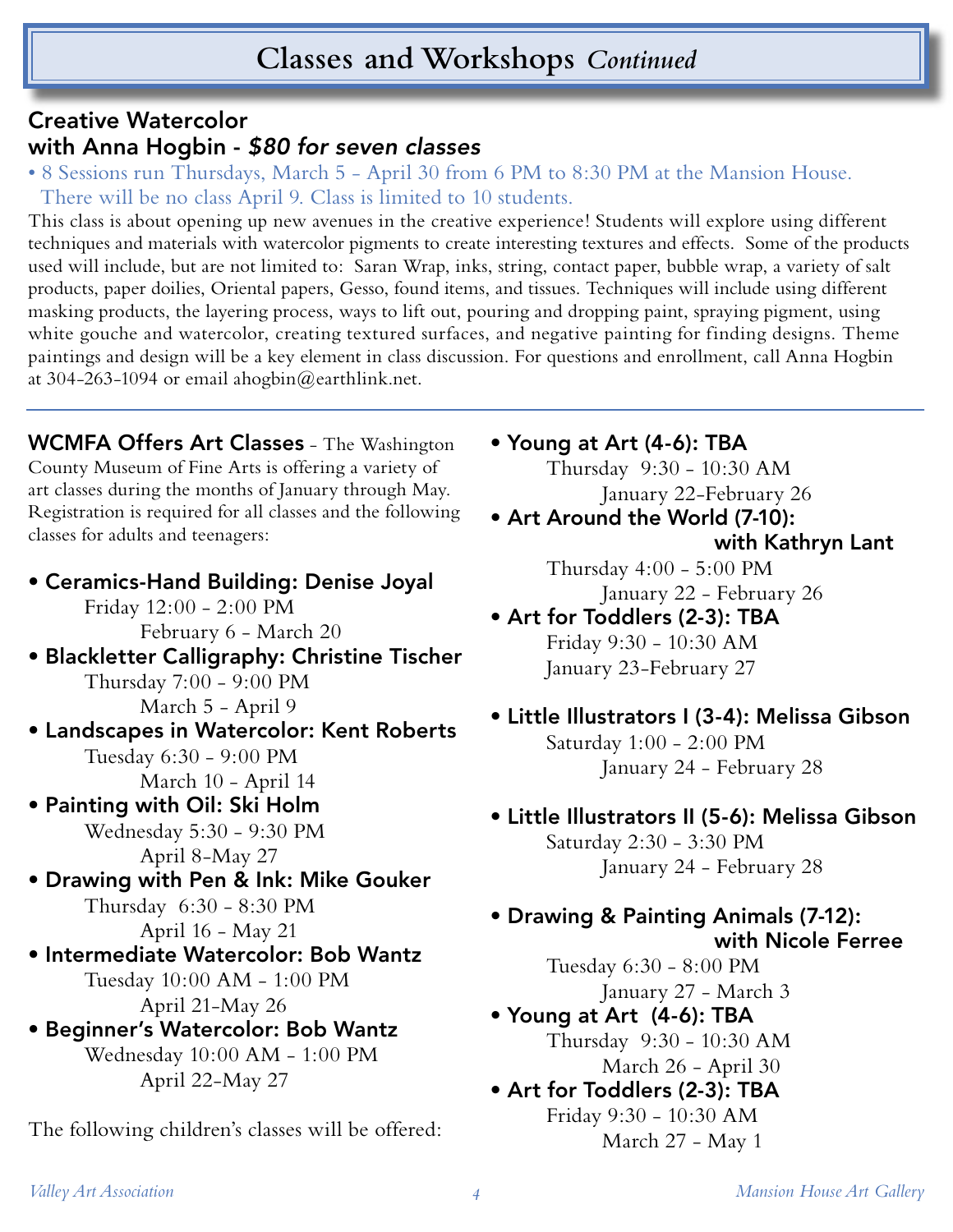# Classes and Workshops *Continued*

## Creative Watercolor with Anna Hogbin - *$80 for seven classes*

- 8 Sessions run Thursdays, March 5 - April 30 from 6 PM to 8:30 PM at the Mansion House. There will be no class April 9. Class is limited to 10 students.

This class is about opening up new avenues in the creative experience! Students will explore using different techniques and materials with watercolor pigments to create interesting textures and effects. Some of the products used will include, but are not limited to: Saran Wrap, inks, string, contact paper, bubble wrap, a variety of salt products, paper doilies, Oriental papers, Gesso, found items, and tissues. Techniques will include using different masking products, the layering process, ways to lift out, pouring and dropping paint, spraying pigment, using white gouche and watercolor, creating textured surfaces, and negative painting for finding designs. Theme paintings and design will be a key element in class discussion. For questions and enrollment, call Anna Hogbin at 304-263-1094 or email ahogbin@earthlink.net.

---

**WCMFA Offers Art Classes** - The Washington County Museum of Fine Arts is offering a variety of art classes during the months of January through May. Registration is required for all classes and the following classes for adults and teenagers:

- **Ceramics-Hand Building: Denise Joyal**
  Friday 12:00 - 2:00 PM
  February 6 - March 20
- **Blackletter Calligraphy: Christine Tischer**
  Thursday 7:00 - 9:00 PM
  March 5 - April 9
- **Landscapes in Watercolor: Kent Roberts**
  Tuesday 6:30 - 9:00 PM
  March 10 - April 14
- **Painting with Oil: Ski Holm**
  Wednesday 5:30 - 9:30 PM
  April 8-May 27
- **Drawing with Pen & Ink: Mike Gouker**
  Thursday 6:30 - 8:30 PM
  April 16 - May 21
- **Intermediate Watercolor: Bob Wantz**
  Tuesday 10:00 AM - 1:00 PM
  April 21-May 26
- **Beginner's Watercolor: Bob Wantz**
  Wednesday 10:00 AM - 1:00 PM
  April 22-May 27

The following children's classes will be offered:

- **Young at Art (4-6): TBA**
  Thursday 9:30 - 10:30 AM
  January 22-February 26
- **Art Around the World (7-10): with Kathryn Lant**
  Thursday 4:00 - 5:00 PM
  January 22 - February 26
- **Art for Toddlers (2-3): TBA**
  Friday 9:30 - 10:30 AM
  January 23-February 27
- **Little Illustrators I (3-4): Melissa Gibson**
  Saturday 1:00 - 2:00 PM
  January 24 - February 28
- **Little Illustrators II (5-6): Melissa Gibson**
  Saturday 2:30 - 3:30 PM
  January 24 - February 28
- **Drawing & Painting Animals (7-12): with Nicole Ferree**
  Tuesday 6:30 - 8:00 PM
  January 27 - March 3
- **Young at Art (4-6): TBA**
  Thursday 9:30 - 10:30 AM
  March 26 - April 30
- **Art for Toddlers (2-3): TBA**
  Friday 9:30 - 10:30 AM
  March 27 - May 1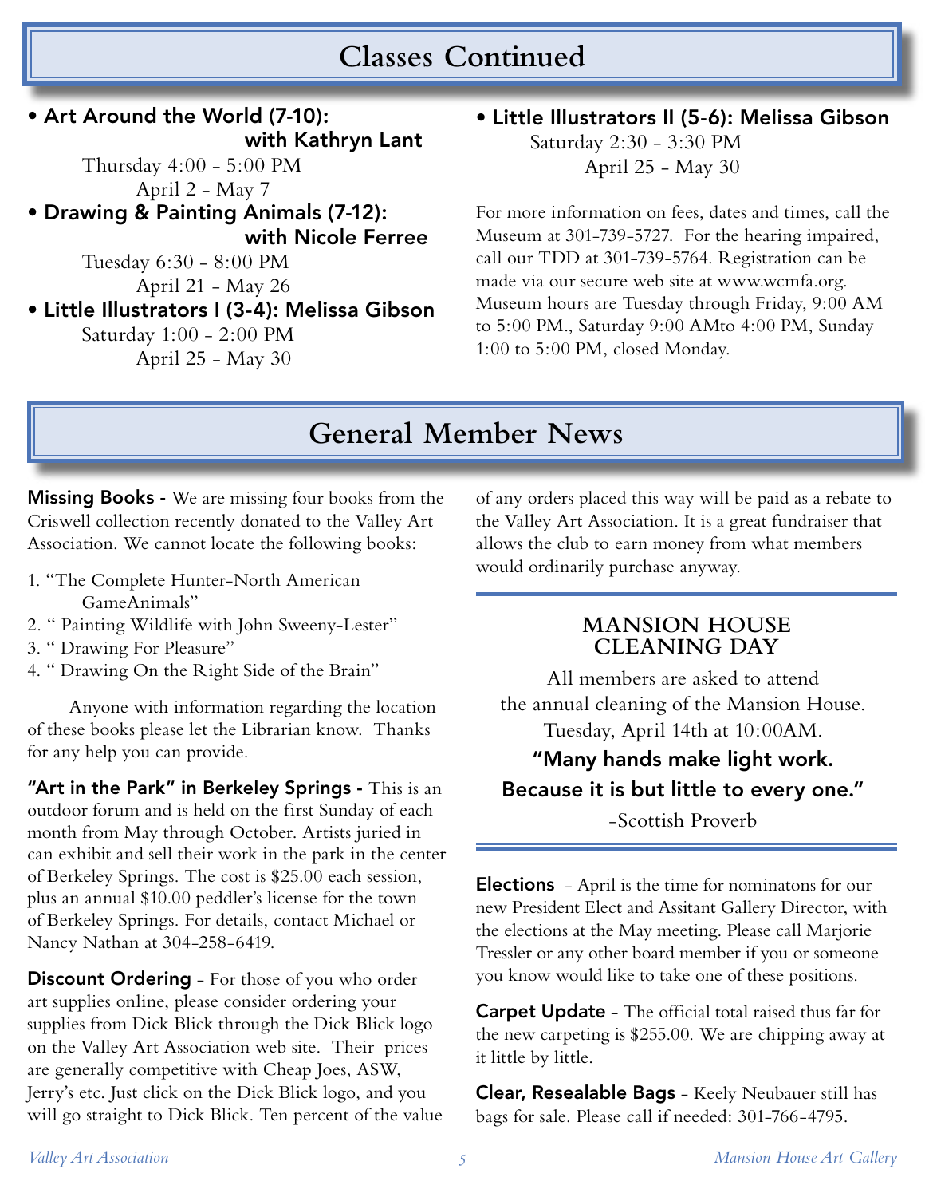## Classes Continued

- **Art Around the World (7-10): with Kathryn Lant**
  Thursday 4:00 - 5:00 PM
  April 2 - May 7
- **Drawing & Painting Animals (7-12): with Nicole Ferree**
  Tuesday 6:30 - 8:00 PM
  April 21 - May 26
- **Little Illustrators I (3-4): Melissa Gibson**
  Saturday 1:00 - 2:00 PM
  April 25 - May 30
- **Little Illustrators II (5-6): Melissa Gibson**
  Saturday 2:30 - 3:30 PM
  April 25 - May 30

For more information on fees, dates and times, call the Museum at 301-739-5727. For the hearing impaired, call our TDD at 301-739-5764. Registration can be made via our secure web site at www.wcmfa.org. Museum hours are Tuesday through Friday, 9:00 AM to 5:00 PM., Saturday 9:00 AMto 4:00 PM, Sunday 1:00 to 5:00 PM, closed Monday.

## General Member News

**Missing Books -** We are missing four books from the Criswell collection recently donated to the Valley Art Association. We cannot locate the following books:

1. "The Complete Hunter-North American GameAnimals"
2. " Painting Wildlife with John Sweeny-Lester"
3. " Drawing For Pleasure"
4. " Drawing On the Right Side of the Brain"

Anyone with information regarding the location of these books please let the Librarian know. Thanks for any help you can provide.

**"Art in the Park" in Berkeley Springs -** This is an outdoor forum and is held on the first Sunday of each month from May through October. Artists juried in can exhibit and sell their work in the park in the center of Berkeley Springs. The cost is $25.00 each session, plus an annual $10.00 peddler's license for the town of Berkeley Springs. For details, contact Michael or Nancy Nathan at 304-258-6419.

**Discount Ordering** - For those of you who order art supplies online, please consider ordering your supplies from Dick Blick through the Dick Blick logo on the Valley Art Association web site. Their prices are generally competitive with Cheap Joes, ASW, Jerry's etc. Just click on the Dick Blick logo, and you will go straight to Dick Blick. Ten percent of the value of any orders placed this way will be paid as a rebate to the Valley Art Association. It is a great fundraiser that allows the club to earn money from what members would ordinarily purchase anyway.

### MANSION HOUSE CLEANING DAY

All members are asked to attend the annual cleaning of the Mansion House. Tuesday, April 14th at 10:00AM.

**"Many hands make light work. Because it is but little to every one."**

-Scottish Proverb

**Elections** - April is the time for nominatons for our new President Elect and Assitant Gallery Director, with the elections at the May meeting. Please call Marjorie Tressler or any other board member if you or someone you know would like to take one of these positions.

**Carpet Update** - The official total raised thus far for the new carpeting is $255.00. We are chipping away at it little by little.

**Clear, Resealable Bags** - Keely Neubauer still has bags for sale. Please call if needed: 301-766-4795.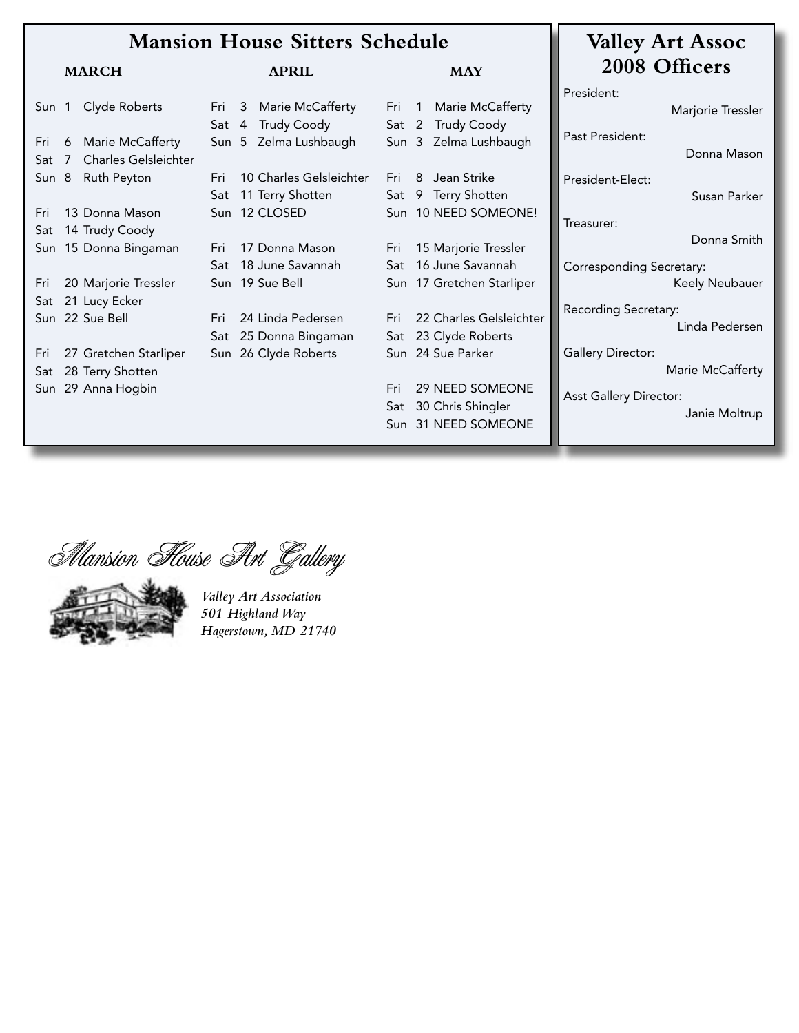## Mansion House Sitters Schedule

| MARCH | APRIL | MAY |
|---|---|---|
| Sun 1 Clyde Roberts | Fri 3 Marie McCafferty | Fri 1 Marie McCafferty |
| | Sat 4 Trudy Coody | Sat 2 Trudy Coody |
| Fri 6 Marie McCafferty | Sun 5 Zelma Lushbaugh | Sun 3 Zelma Lushbaugh |
| Sat 7 Charles Gelsleichter | | |
| Sun 8 Ruth Peyton | Fri 10 Charles Gelsleichter | Fri 8 Jean Strike |
| | Sat 11 Terry Shotten | Sat 9 Terry Shotten |
| Fri 13 Donna Mason | Sun 12 CLOSED | Sun 10 NEED SOMEONE! |
| Sat 14 Trudy Coody | | |
| Sun 15 Donna Bingaman | Fri 17 Donna Mason | Fri 15 Marjorie Tressler |
| | Sat 18 June Savannah | Sat 16 June Savannah |
| Fri 20 Marjorie Tressler | Sun 19 Sue Bell | Sun 17 Gretchen Starliper |
| Sat 21 Lucy Ecker | | |
| Sun 22 Sue Bell | Fri 24 Linda Pedersen | Fri 22 Charles Gelsleichter |
| | Sat 25 Donna Bingaman | Sat 23 Clyde Roberts |
| Fri 27 Gretchen Starliper | Sun 26 Clyde Roberts | Sun 24 Sue Parker |
| Sat 28 Terry Shotten | | |
| Sun 29 Anna Hogbin | | Fri 29 NEED SOMEONE |
| | | Sat 30 Chris Shingler |
| | | Sun 31 NEED SOMEONE |

## Valley Art Assoc 2008 Officers

President:
Marjorie Tressler

Past President:
Donna Mason

President-Elect:
Susan Parker

Treasurer:
Donna Smith

Corresponding Secretary:
Keely Neubauer

Recording Secretary:
Linda Pedersen

Gallery Director:
Marie McCafferty

Asst Gallery Director:
Janie Moltrup

*Mansion House Art Gallery*

*Valley Art Association*
*501 Highland Way*
*Hagerstown, MD 21740*